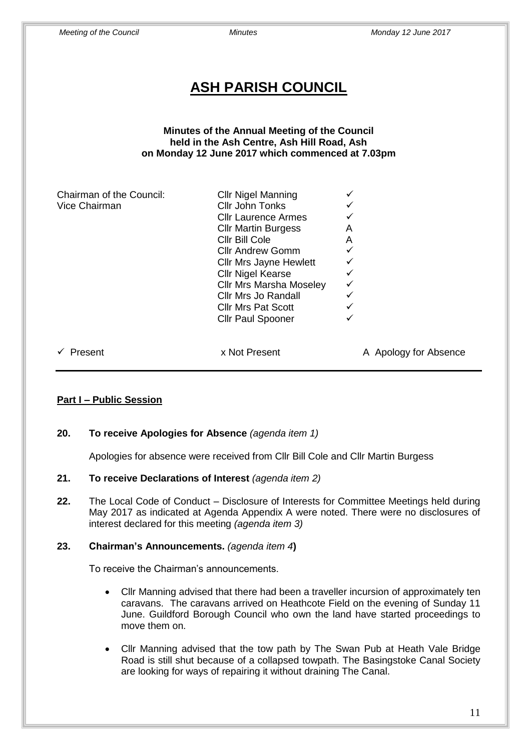# ASH PARISH COUNCIL

**Minutes of the Annual Meeting of the Council held in the Ash Centre, Ash Hill Road, Ash on Monday 12 June 2017 which commenced at 7.03pm**

| | | |
|---|---|---|
| Chairman of the Council: | Cllr Nigel Manning | ✓ |
| Vice Chairman | Cllr John Tonks | ✓ |
| | Cllr Laurence Armes | ✓ |
| | Cllr Martin Burgess | A |
| | Cllr Bill Cole | A |
| | Cllr Andrew Gomm | ✓ |
| | Cllr Mrs Jayne Hewlett | ✓ |
| | Cllr Nigel Kearse | ✓ |
| | Cllr Mrs Marsha Moseley | ✓ |
| | Cllr Mrs Jo Randall | ✓ |
| | Cllr Mrs Pat Scott | ✓ |
| | Cllr Paul Spooner | ✓ |

✓ Present x Not Present A Apology for Absence

---

**Part I – Public Session**

**20. To receive Apologies for Absence** *(agenda item 1)*

Apologies for absence were received from Cllr Bill Cole and Cllr Martin Burgess

**21. To receive Declarations of Interest** *(agenda item 2)*

**22.** The Local Code of Conduct – Disclosure of Interests for Committee Meetings held during May 2017 as indicated at Agenda Appendix A were noted. There were no disclosures of interest declared for this meeting *(agenda item 3)*

**23. Chairman's Announcements.** *(agenda item 4)*

To receive the Chairman's announcements.

- Cllr Manning advised that there had been a traveller incursion of approximately ten caravans. The caravans arrived on Heathcote Field on the evening of Sunday 11 June. Guildford Borough Council who own the land have started proceedings to move them on.
- Cllr Manning advised that the tow path by The Swan Pub at Heath Vale Bridge Road is still shut because of a collapsed towpath. The Basingstoke Canal Society are looking for ways of repairing it without draining The Canal.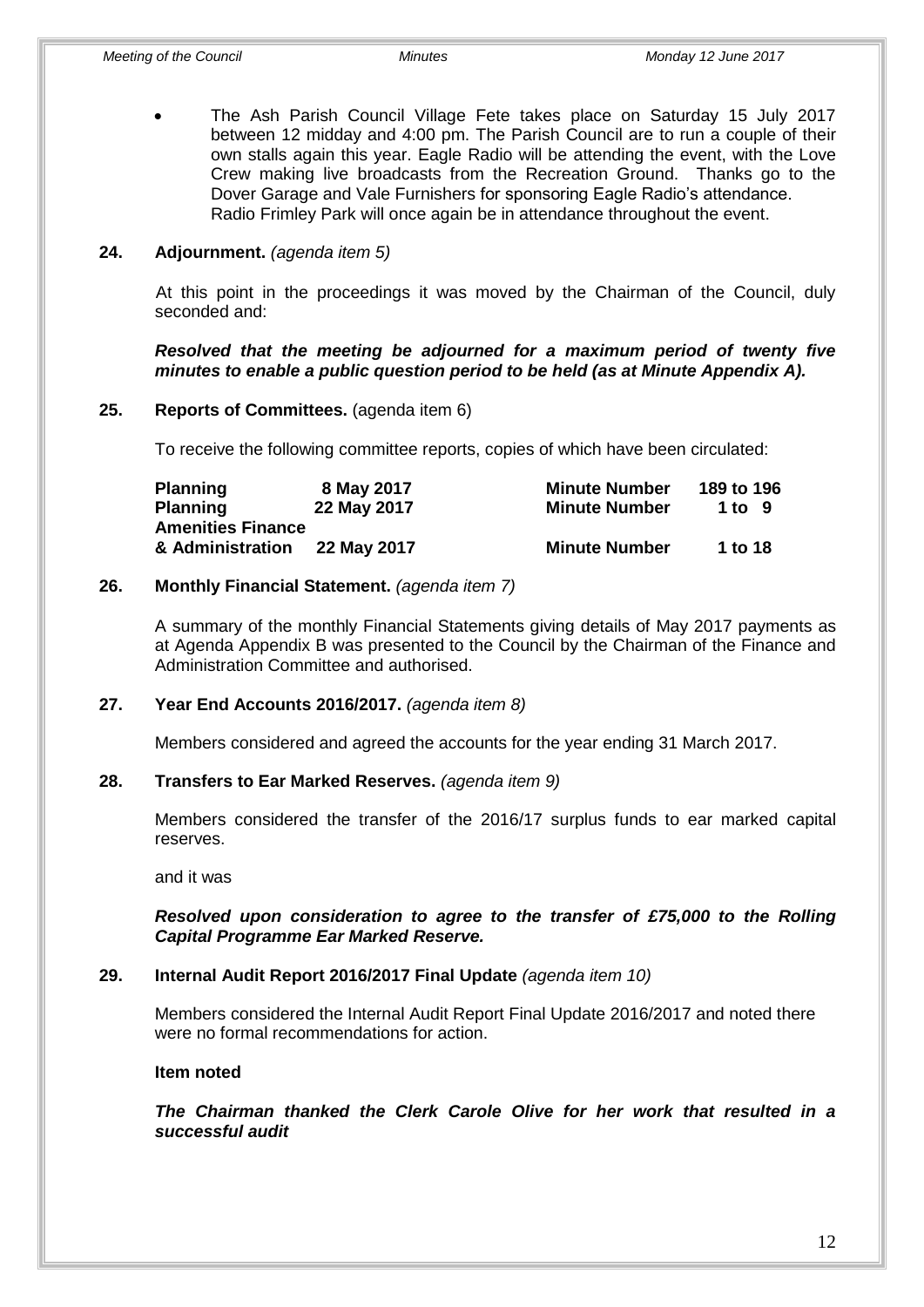- The Ash Parish Council Village Fete takes place on Saturday 15 July 2017 between 12 midday and 4:00 pm. The Parish Council are to run a couple of their own stalls again this year. Eagle Radio will be attending the event, with the Love Crew making live broadcasts from the Recreation Ground. Thanks go to the Dover Garage and Vale Furnishers for sponsoring Eagle Radio's attendance. Radio Frimley Park will once again be in attendance throughout the event.

**24. Adjournment.** *(agenda item 5)*

At this point in the proceedings it was moved by the Chairman of the Council, duly seconded and:

***Resolved that the meeting be adjourned for a maximum period of twenty five minutes to enable a public question period to be held (as at Minute Appendix A).***

**25. Reports of Committees.** (agenda item 6)

To receive the following committee reports, copies of which have been circulated:

| | | | |
|---|---|---|---|
| **Planning** | **8 May 2017** | **Minute Number** | **189 to 196** |
| **Planning** | **22 May 2017** | **Minute Number** | **1 to 9** |
| **Amenities Finance & Administration** | **22 May 2017** | **Minute Number** | **1 to 18** |

**26. Monthly Financial Statement.** *(agenda item 7)*

A summary of the monthly Financial Statements giving details of May 2017 payments as at Agenda Appendix B was presented to the Council by the Chairman of the Finance and Administration Committee and authorised.

**27. Year End Accounts 2016/2017.** *(agenda item 8)*

Members considered and agreed the accounts for the year ending 31 March 2017.

**28. Transfers to Ear Marked Reserves.** *(agenda item 9)*

Members considered the transfer of the 2016/17 surplus funds to ear marked capital reserves.

and it was

***Resolved upon consideration to agree to the transfer of £75,000 to the Rolling Capital Programme Ear Marked Reserve.***

**29. Internal Audit Report 2016/2017 Final Update** *(agenda item 10)*

Members considered the Internal Audit Report Final Update 2016/2017 and noted there were no formal recommendations for action.

**Item noted**

***The Chairman thanked the Clerk Carole Olive for her work that resulted in a successful audit***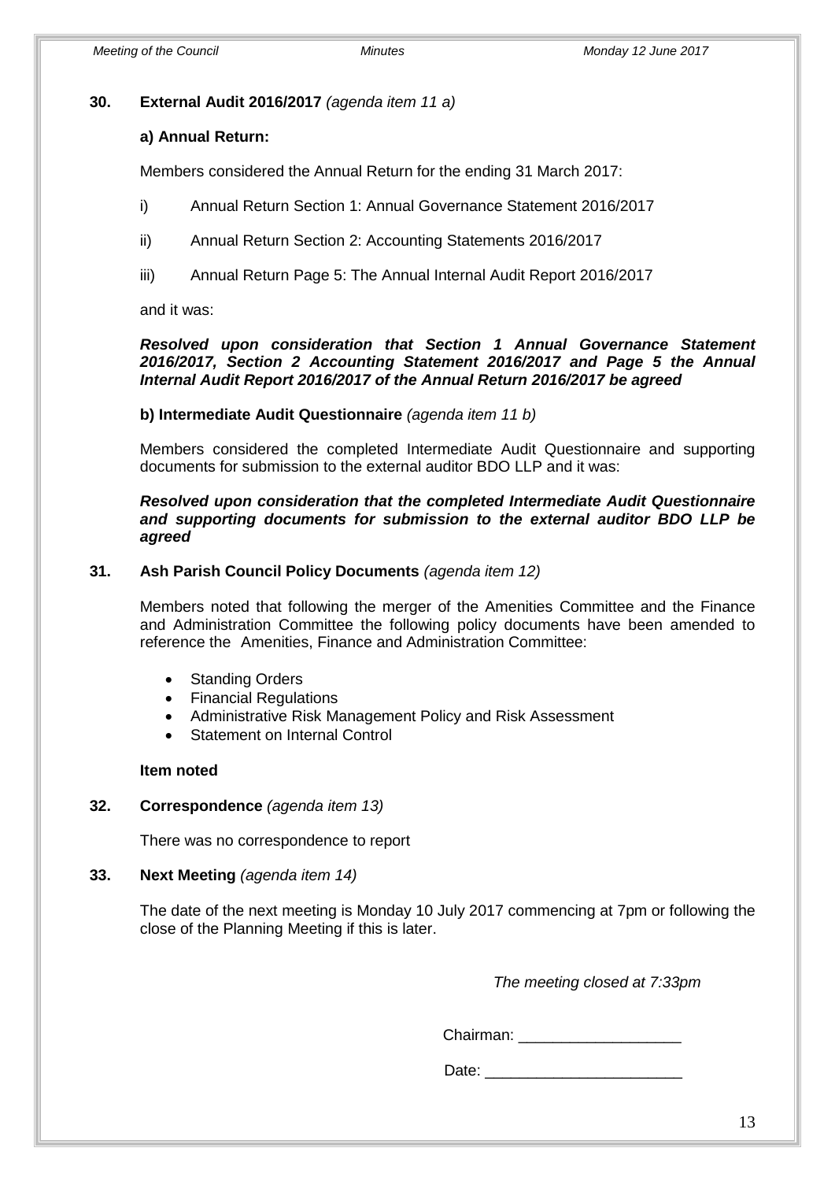**30. External Audit 2016/2017** *(agenda item 11 a)*

**a) Annual Return:**

Members considered the Annual Return for the ending 31 March 2017:

i) Annual Return Section 1: Annual Governance Statement 2016/2017

ii) Annual Return Section 2: Accounting Statements 2016/2017

iii) Annual Return Page 5: The Annual Internal Audit Report 2016/2017

and it was:

***Resolved upon consideration that Section 1 Annual Governance Statement 2016/2017, Section 2 Accounting Statement 2016/2017 and Page 5 the Annual Internal Audit Report 2016/2017 of the Annual Return 2016/2017 be agreed***

**b) Intermediate Audit Questionnaire** *(agenda item 11 b)*

Members considered the completed Intermediate Audit Questionnaire and supporting documents for submission to the external auditor BDO LLP and it was:

***Resolved upon consideration that the completed Intermediate Audit Questionnaire and supporting documents for submission to the external auditor BDO LLP be agreed***

**31. Ash Parish Council Policy Documents** *(agenda item 12)*

Members noted that following the merger of the Amenities Committee and the Finance and Administration Committee the following policy documents have been amended to reference the Amenities, Finance and Administration Committee:

- Standing Orders
- Financial Regulations
- Administrative Risk Management Policy and Risk Assessment
- Statement on Internal Control

**Item noted**

**32. Correspondence** *(agenda item 13)*

There was no correspondence to report

**33. Next Meeting** *(agenda item 14)*

The date of the next meeting is Monday 10 July 2017 commencing at 7pm or following the close of the Planning Meeting if this is later.

*The meeting closed at 7:33pm*

Chairman: ___________________

Date: _______________________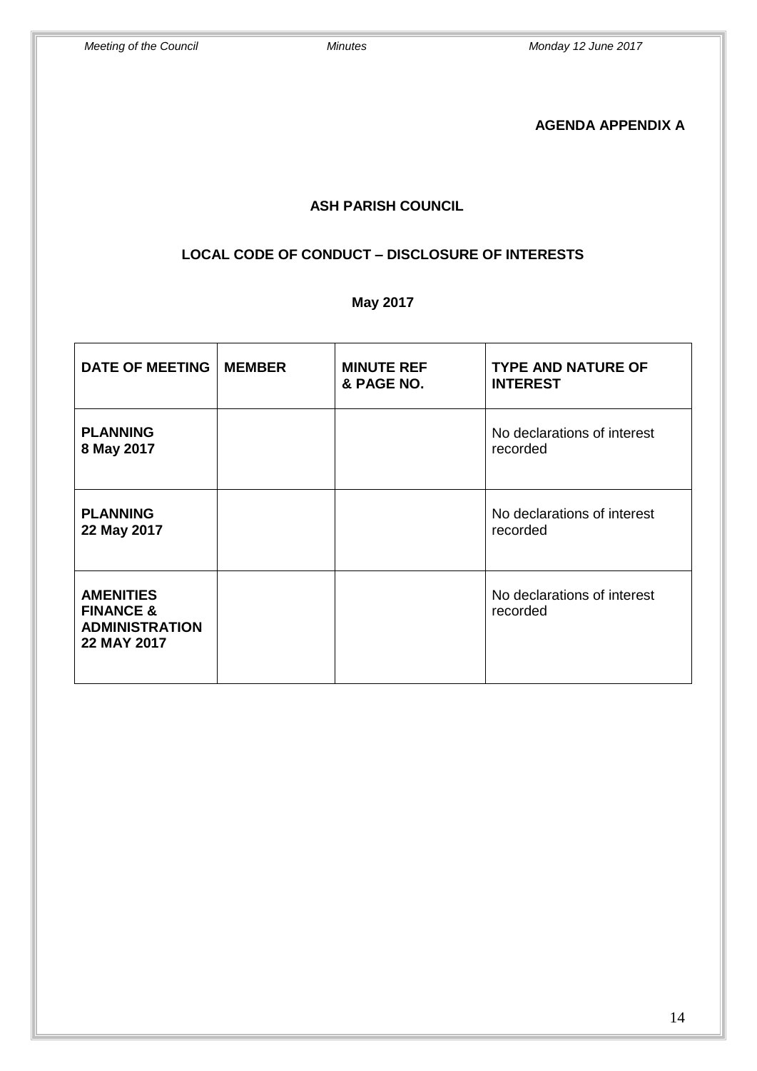**AGENDA APPENDIX A**

**ASH PARISH COUNCIL**

**LOCAL CODE OF CONDUCT – DISCLOSURE OF INTERESTS**

**May 2017**

| DATE OF MEETING | MEMBER | MINUTE REF & PAGE NO. | TYPE AND NATURE OF INTEREST |
|---|---|---|---|
| **PLANNING 8 May 2017** | | | No declarations of interest recorded |
| **PLANNING 22 May 2017** | | | No declarations of interest recorded |
| **AMENITIES FINANCE & ADMINISTRATION 22 MAY 2017** | | | No declarations of interest recorded |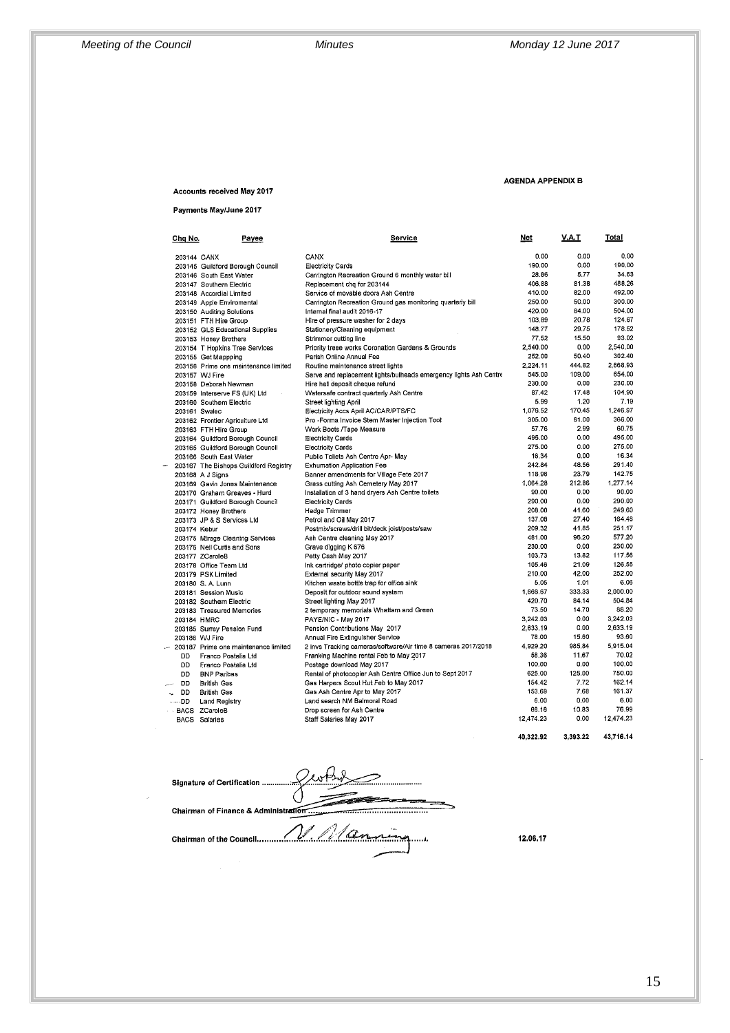**AGENDA APPENDIX B**

**Accounts received May 2017**

**Payments May/June 2017**

| Chq No. | Payee | Service | Net | V.A.T | Total |
|---|---|---|---|---|---|
| 203144 | CANX | CANX | 0.00 | 0.00 | 0.00 |
| 203145 | Guildford Borough Council | Electricity Cards | 190.00 | 0.00 | 190.00 |
| 203146 | South East Water | Carrington Recreation Ground 6 monthly water bill | 28.86 | 5.77 | 34.63 |
| 203147 | Southern Electric | Replacement chq for 203144 | 406.88 | 81.38 | 488.26 |
| 203148 | Accordial Limited | Service of movable doors Ash Centre | 410.00 | 82.00 | 492.00 |
| 203149 | Apple Enviromental | Carrington Recreation Ground gas monitoring quarterly bill | 250.00 | 50.00 | 300.00 |
| 203150 | Auditing Solutions | Internal final audit 2016-17 | 420.00 | 84.00 | 504.00 |
| 203151 | FTH Hire Group | Hire of pressure washer for 2 days | 103.89 | 20.78 | 124.67 |
| 203152 | GLS Educational Supplies | Stationery/Cleaning equipment | 148.77 | 29.75 | 178.52 |
| 203153 | Honey Brothers | Strimmer cutting line | 77.52 | 15.50 | 93.02 |
| 203154 | T Hopkins Tree Services | Priority treee works Coronation Gardens & Grounds | 2,540.00 | 0.00 | 2,540.00 |
| 203155 | Get Mappping | Parish Online Annual Fee | 252.00 | 50.40 | 302.40 |
| 203156 | Prime one maintenance limited | Routine maintenance street lights | 2,224.11 | 444.82 | 2,668.93 |
| 203157 | WJ Fire | Serve and replacement lights/bulheads emergency lights Ash Centre | 545.00 | 109.00 | 654.00 |
| 203158 | Deborah Newman | Hire hall deposit cheque refund | 230.00 | 0.00 | 230.00 |
| 203159 | Interserve FS (UK) Ltd | Watersafe contract quarterly Ash Centre | 87.42 | 17.48 | 104.90 |
| 203160 | Southern Electric | Street lighting April | 5.99 | 1.20 | 7.19 |
| 203161 | Swalec | Electricity Accs April AC/CAR/PTS/FC | 1,076.52 | 170.45 | 1,246.97 |
| 203162 | Frontier Agriculture Ltd | Pro -Forma Invoice Stem Master Injection Tool | 305.00 | 61.00 | 366.00 |
| 203163 | FTH Hire Group | Work Boots /Tape Measure | 57.76 | 2.99 | 60.75 |
| 203164 | Guildford Borough Council | Electricity Cards | 495.00 | 0.00 | 495.00 |
| 203165 | Guildford Borough Council | Electricity Cards | 275.00 | 0.00 | 275.00 |
| 203166 | South East Water | Public Toilets Ash Centre Apr- May | 16.34 | 0.00 | 16.34 |
| 203167 | The Bishops Guildford Registry | Exhumation Application Fee | 242.84 | 48.56 | 291.40 |
| 203168 | A J Signs | Banner amendments for Village Fete 2017 | 118.96 | 23.79 | 142.75 |
| 203169 | Gavin Jones Maintenance | Grass cutting Ash Cemetery May 2017 | 1,064.28 | 212.86 | 1,277.14 |
| 203170 | Graham Greaves - Hurd | Installation of 3 hand dryers Ash Centre toilets | 90.00 | 0.00 | 90.00 |
| 203171 | Guildford Borough Council | Electricity Cards | 290.00 | 0.00 | 290.00 |
| 203172 | Honey Brothers | Hedge Trimmer | 208.00 | 41.60 | 249.60 |
| 203173 | JP & S Services Ltd | Petrol and Oil May 2017 | 137.08 | 27.40 | 164.48 |
| 203174 | Kebur | Postmix/screws/drill bit/deck joist/posts/saw | 209.32 | 41.85 | 251.17 |
| 203175 | Mirage Cleaning Services | Ash Centre cleaning May 2017 | 481.00 | 96.20 | 577.20 |
| 203176 | Neil Curtis and Sons | Grave digging K 676 | 230.00 | 0.00 | 230.00 |
| 203177 | ZCaroleB | Petty Cash May 2017 | 103.73 | 13.82 | 117.56 |
| 203178 | Office Team Ltd | Ink cartridge/ photo copier paper | 105.46 | 21.09 | 126.55 |
| 203179 | PSK Limited | External security May 2017 | 210.00 | 42.00 | 252.00 |
| 203180 | S. A. Lunn | Kitchen waste bottle trap for office sink | 5.05 | 1.01 | 6.06 |
| 203181 | Session Music | Deposit for outdoor sound system | 1,666.67 | 333.33 | 2,000.00 |
| 203182 | Southern Electric | Street lighting May 2017 | 420.70 | 84.14 | 504.84 |
| 203183 | Treasured Memories | 2 temporary memorials Whattam and Green | 73.50 | 14.70 | 88.20 |
| 203184 | HMRC | PAYE/NIC - May 2017 | 3,242.03 | 0.00 | 3,242.03 |
| 203185 | Surrey Pension Fund | Pension Contributions May 2017 | 2,633.19 | 0.00 | 2,633.19 |
| 203186 | WJ Fire | Annual Fire Extinguisher Service | 78.00 | 15.60 | 93.60 |
| 203187 | Prime one maintenance limited | 2 invs Tracking cameras/software/Air time 8 cameras 2017/2018 | 4,929.20 | 985.84 | 5,915.04 |
| DD | Franco Postalia Ltd | Franking Machine rental Feb to May 2017 | 58.35 | 11.67 | 70.02 |
| DD | Franco Postalia Ltd | Postage download May 2017 | 100.00 | 0.00 | 100.00 |
| DD | BNP Paribas | Rental of photocopier Ash Centre Office Jun to Sept 2017 | 625.00 | 125.00 | 750.00 |
| DD | British Gas | Gas Harpers Scout Hut Feb to May 2017 | 154.42 | 7.72 | 162.14 |
| DD | British Gas | Gas Ash Centre Apr to May 2017 | 153.69 | 7.68 | 161.37 |
| DD | Land Registry | Land search NM Balmoral Road | 6.00 | 0.00 | 6.00 |
| BACS | ZCaroleB | Drop screen for Ash Centre | 66.16 | 10.83 | 76.99 |
| BACS | Salaries | Staff Salaries May 2017 | 12,474.23 | 0.00 | 12,474.23 |
| | | | 40,322.92 | 3,393.22 | 43,716.14 |

Signature of Certification ..............................................

Chairman of Finance & Administration ..............................................

Chairman of the Council.............................................. 12.06.17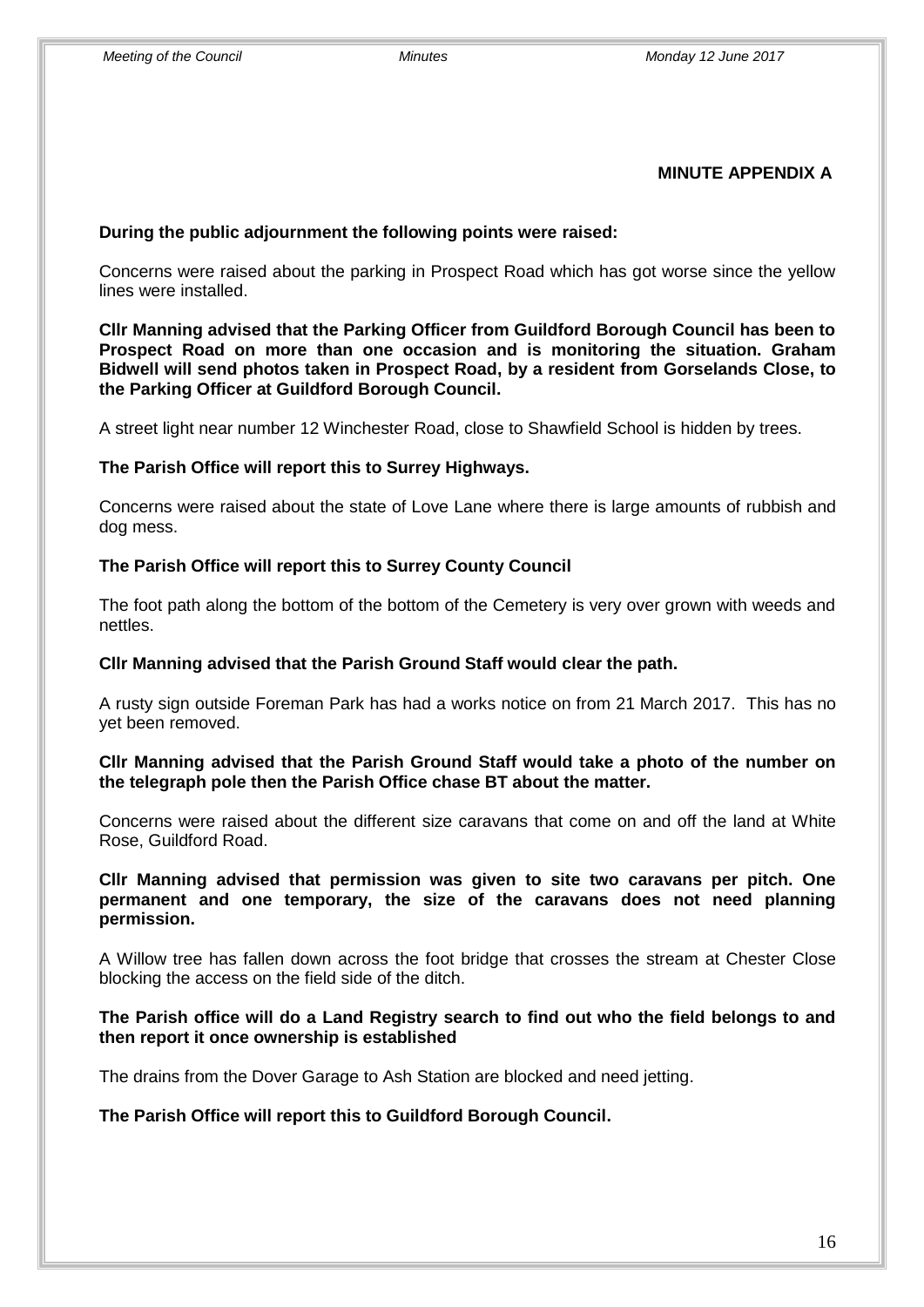**MINUTE APPENDIX A**

**During the public adjournment the following points were raised:**

Concerns were raised about the parking in Prospect Road which has got worse since the yellow lines were installed.

**Cllr Manning advised that the Parking Officer from Guildford Borough Council has been to Prospect Road on more than one occasion and is monitoring the situation. Graham Bidwell will send photos taken in Prospect Road, by a resident from Gorselands Close, to the Parking Officer at Guildford Borough Council.**

A street light near number 12 Winchester Road, close to Shawfield School is hidden by trees.

**The Parish Office will report this to Surrey Highways.**

Concerns were raised about the state of Love Lane where there is large amounts of rubbish and dog mess.

**The Parish Office will report this to Surrey County Council**

The foot path along the bottom of the bottom of the Cemetery is very over grown with weeds and nettles.

**Cllr Manning advised that the Parish Ground Staff would clear the path.**

A rusty sign outside Foreman Park has had a works notice on from 21 March 2017. This has no yet been removed.

**Cllr Manning advised that the Parish Ground Staff would take a photo of the number on the telegraph pole then the Parish Office chase BT about the matter.**

Concerns were raised about the different size caravans that come on and off the land at White Rose, Guildford Road.

**Cllr Manning advised that permission was given to site two caravans per pitch. One permanent and one temporary, the size of the caravans does not need planning permission.**

A Willow tree has fallen down across the foot bridge that crosses the stream at Chester Close blocking the access on the field side of the ditch.

**The Parish office will do a Land Registry search to find out who the field belongs to and then report it once ownership is established**

The drains from the Dover Garage to Ash Station are blocked and need jetting.

**The Parish Office will report this to Guildford Borough Council.**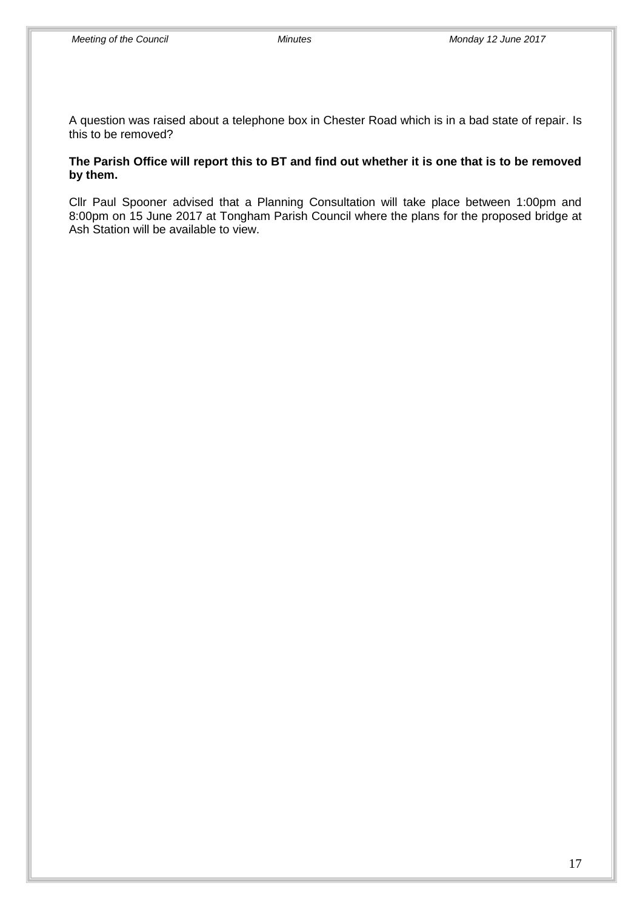A question was raised about a telephone box in Chester Road which is in a bad state of repair. Is this to be removed?

**The Parish Office will report this to BT and find out whether it is one that is to be removed by them.**

Cllr Paul Spooner advised that a Planning Consultation will take place between 1:00pm and 8:00pm on 15 June 2017 at Tongham Parish Council where the plans for the proposed bridge at Ash Station will be available to view.